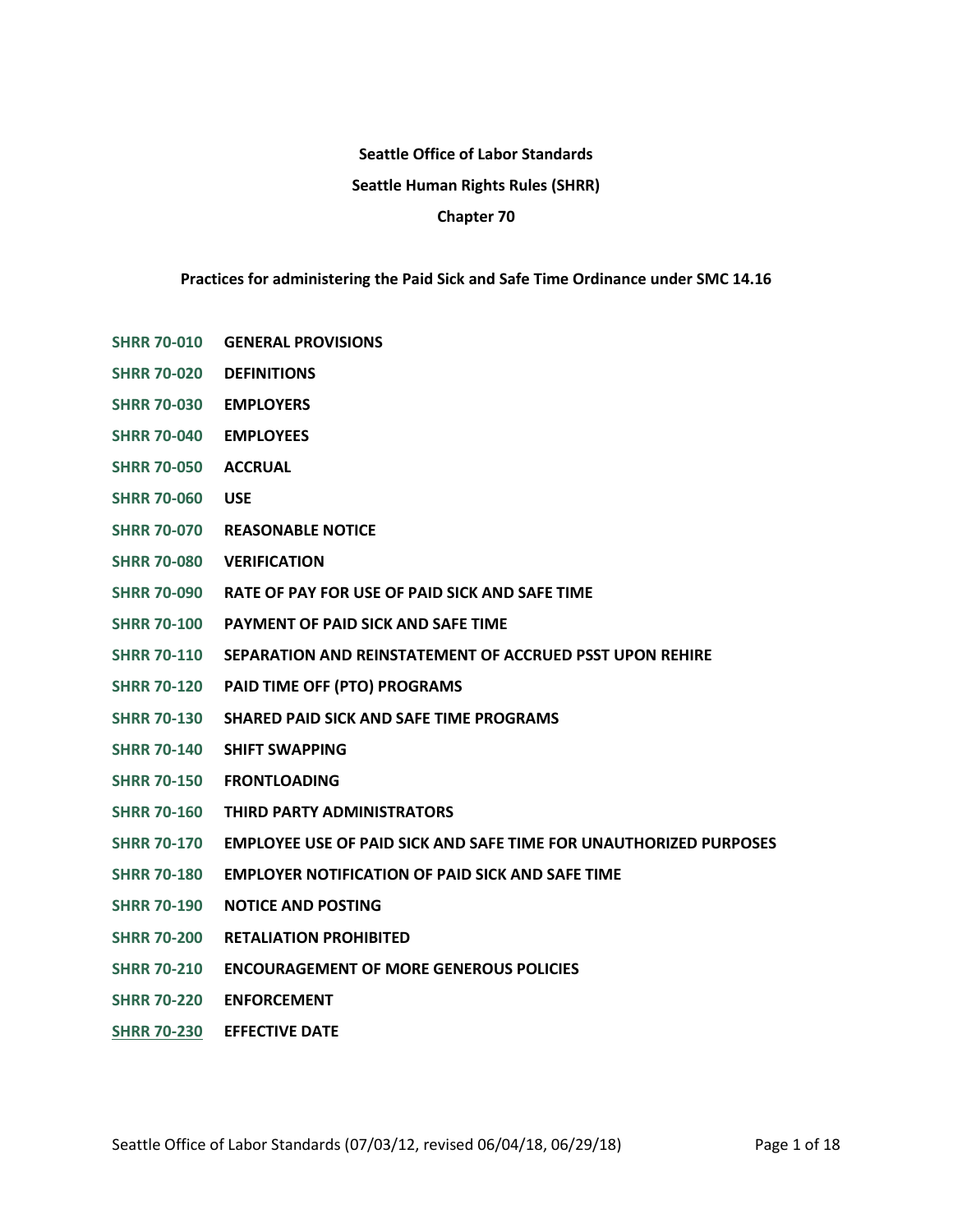**Seattle Office of Labor Standards**

**Seattle Human Rights Rules (SHRR)**

**Chapter 70**

**Practices for administering the Paid Sick and Safe Time Ordinance under SMC 14.16**

- **SHRR 70-010** **GENERAL PROVISIONS**
- **SHRR 70-020** **DEFINITIONS**
- **SHRR 70-030** **EMPLOYERS**
- **SHRR 70-040** **EMPLOYEES**
- **SHRR 70-050** **ACCRUAL**
- **SHRR 70-060** **USE**
- **SHRR 70-070** **REASONABLE NOTICE**
- **SHRR 70-080** **VERIFICATION**
- **SHRR 70-090** **RATE OF PAY FOR USE OF PAID SICK AND SAFE TIME**
- **SHRR 70-100** **PAYMENT OF PAID SICK AND SAFE TIME**
- **SHRR 70-110** **SEPARATION AND REINSTATEMENT OF ACCRUED PSST UPON REHIRE**
- **SHRR 70-120** **PAID TIME OFF (PTO) PROGRAMS**
- **SHRR 70-130** **SHARED PAID SICK AND SAFE TIME PROGRAMS**
- **SHRR 70-140** **SHIFT SWAPPING**
- **SHRR 70-150** **FRONTLOADING**
- **SHRR 70-160** **THIRD PARTY ADMINISTRATORS**
- **SHRR 70-170** **EMPLOYEE USE OF PAID SICK AND SAFE TIME FOR UNAUTHORIZED PURPOSES**
- **SHRR 70-180** **EMPLOYER NOTIFICATION OF PAID SICK AND SAFE TIME**
- **SHRR 70-190** **NOTICE AND POSTING**
- **SHRR 70-200** **RETALIATION PROHIBITED**
- **SHRR 70-210** **ENCOURAGEMENT OF MORE GENEROUS POLICIES**
- **SHRR 70-220** **ENFORCEMENT**
- **SHRR 70-230** **EFFECTIVE DATE**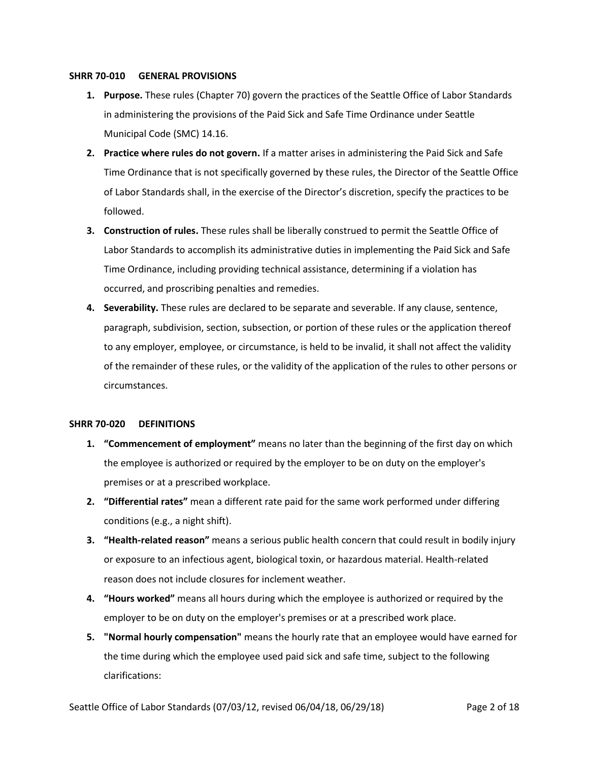**SHRR 70-010 GENERAL PROVISIONS**

1. **Purpose.** These rules (Chapter 70) govern the practices of the Seattle Office of Labor Standards in administering the provisions of the Paid Sick and Safe Time Ordinance under Seattle Municipal Code (SMC) 14.16.
2. **Practice where rules do not govern.** If a matter arises in administering the Paid Sick and Safe Time Ordinance that is not specifically governed by these rules, the Director of the Seattle Office of Labor Standards shall, in the exercise of the Director's discretion, specify the practices to be followed.
3. **Construction of rules.** These rules shall be liberally construed to permit the Seattle Office of Labor Standards to accomplish its administrative duties in implementing the Paid Sick and Safe Time Ordinance, including providing technical assistance, determining if a violation has occurred, and proscribing penalties and remedies.
4. **Severability.** These rules are declared to be separate and severable. If any clause, sentence, paragraph, subdivision, section, subsection, or portion of these rules or the application thereof to any employer, employee, or circumstance, is held to be invalid, it shall not affect the validity of the remainder of these rules, or the validity of the application of the rules to other persons or circumstances.

**SHRR 70-020 DEFINITIONS**

1. **"Commencement of employment"** means no later than the beginning of the first day on which the employee is authorized or required by the employer to be on duty on the employer's premises or at a prescribed workplace.
2. **"Differential rates"** mean a different rate paid for the same work performed under differing conditions (e.g., a night shift).
3. **"Health-related reason"** means a serious public health concern that could result in bodily injury or exposure to an infectious agent, biological toxin, or hazardous material. Health-related reason does not include closures for inclement weather.
4. **"Hours worked"** means all hours during which the employee is authorized or required by the employer to be on duty on the employer's premises or at a prescribed work place.
5. **"Normal hourly compensation"** means the hourly rate that an employee would have earned for the time during which the employee used paid sick and safe time, subject to the following clarifications: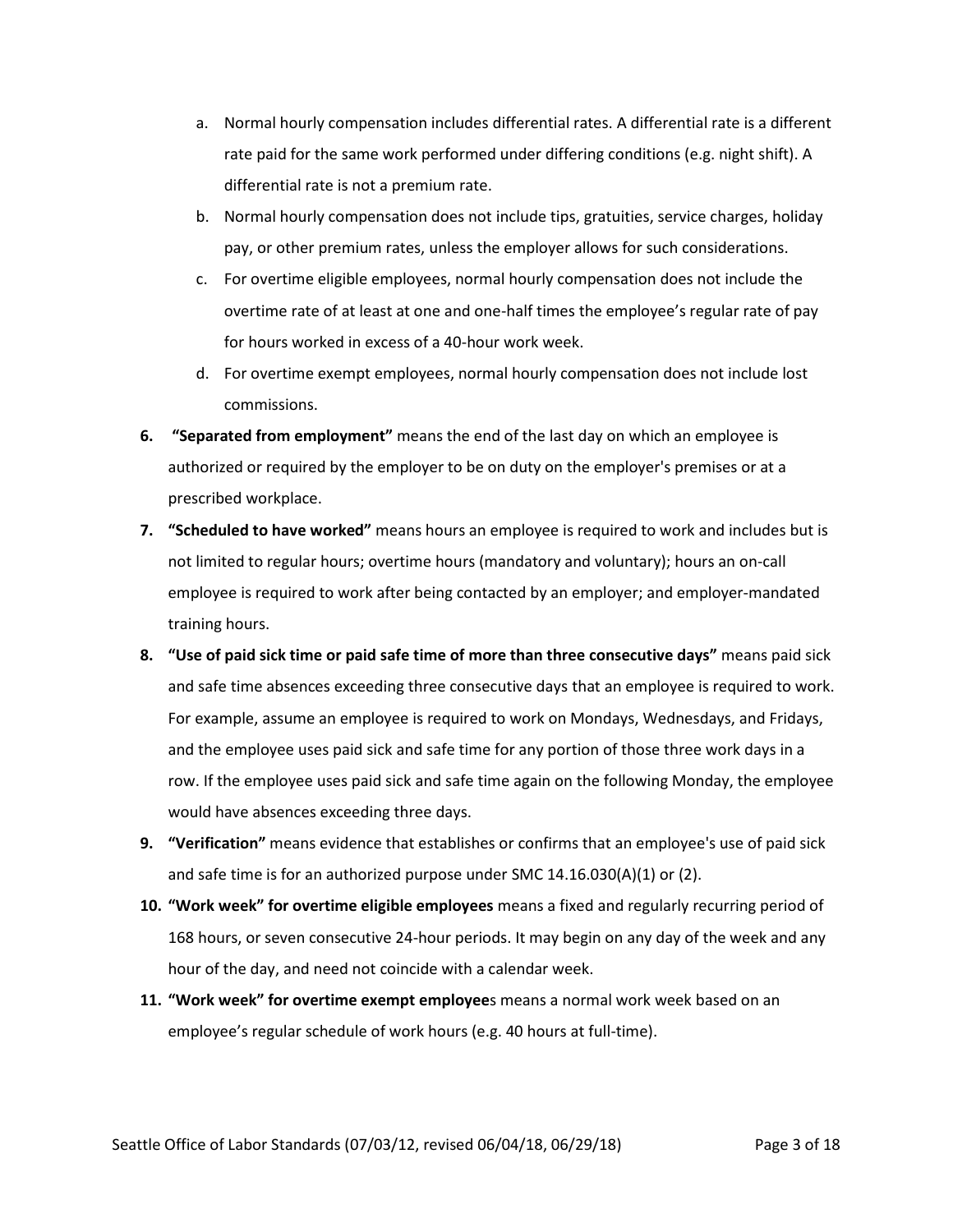a. Normal hourly compensation includes differential rates. A differential rate is a different rate paid for the same work performed under differing conditions (e.g. night shift). A differential rate is not a premium rate.
   b. Normal hourly compensation does not include tips, gratuities, service charges, holiday pay, or other premium rates, unless the employer allows for such considerations.
   c. For overtime eligible employees, normal hourly compensation does not include the overtime rate of at least at one and one-half times the employee's regular rate of pay for hours worked in excess of a 40-hour work week.
   d. For overtime exempt employees, normal hourly compensation does not include lost commissions.

6. **"Separated from employment"** means the end of the last day on which an employee is authorized or required by the employer to be on duty on the employer's premises or at a prescribed workplace.
7. **"Scheduled to have worked"** means hours an employee is required to work and includes but is not limited to regular hours; overtime hours (mandatory and voluntary); hours an on-call employee is required to work after being contacted by an employer; and employer-mandated training hours.
8. **"Use of paid sick time or paid safe time of more than three consecutive days"** means paid sick and safe time absences exceeding three consecutive days that an employee is required to work. For example, assume an employee is required to work on Mondays, Wednesdays, and Fridays, and the employee uses paid sick and safe time for any portion of those three work days in a row. If the employee uses paid sick and safe time again on the following Monday, the employee would have absences exceeding three days.
9. **"Verification"** means evidence that establishes or confirms that an employee's use of paid sick and safe time is for an authorized purpose under SMC 14.16.030(A)(1) or (2).
10. **"Work week" for overtime eligible employees** means a fixed and regularly recurring period of 168 hours, or seven consecutive 24-hour periods. It may begin on any day of the week and any hour of the day, and need not coincide with a calendar week.
11. **"Work week" for overtime exempt employee**s means a normal work week based on an employee's regular schedule of work hours (e.g. 40 hours at full-time).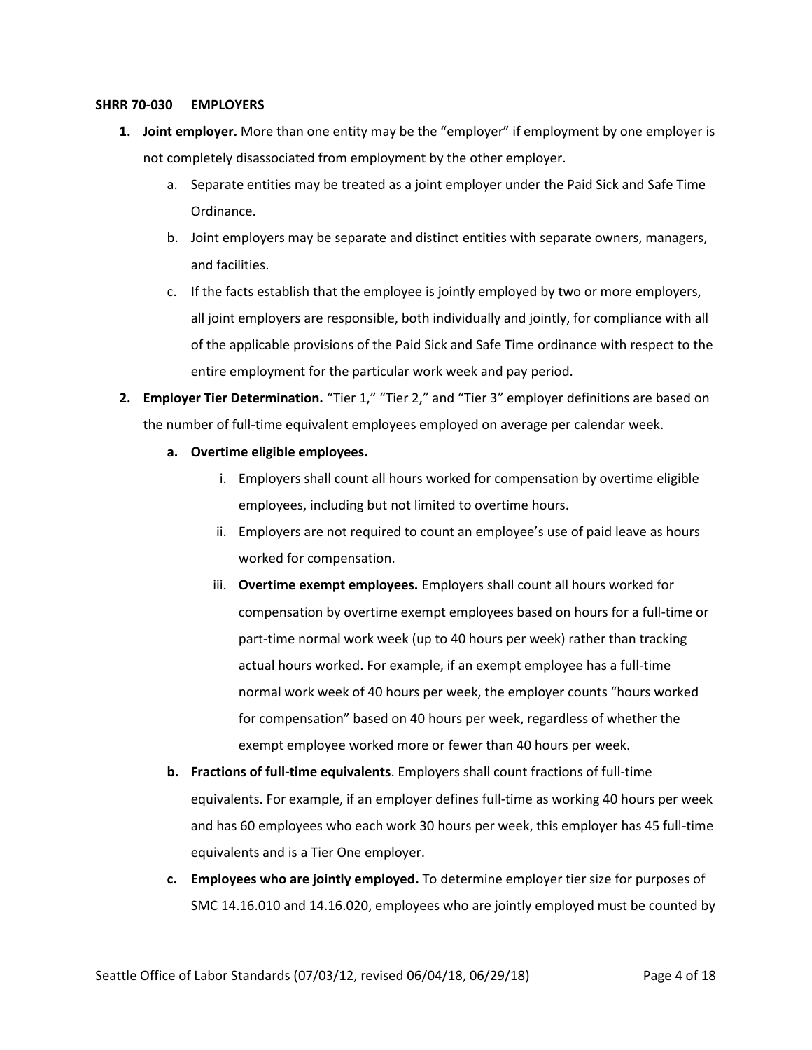**SHRR 70-030 EMPLOYERS**

1. **Joint employer.** More than one entity may be the "employer" if employment by one employer is not completely disassociated from employment by the other employer.
   a. Separate entities may be treated as a joint employer under the Paid Sick and Safe Time Ordinance.
   b. Joint employers may be separate and distinct entities with separate owners, managers, and facilities.
   c. If the facts establish that the employee is jointly employed by two or more employers, all joint employers are responsible, both individually and jointly, for compliance with all of the applicable provisions of the Paid Sick and Safe Time ordinance with respect to the entire employment for the particular work week and pay period.
2. **Employer Tier Determination.** "Tier 1," "Tier 2," and "Tier 3" employer definitions are based on the number of full-time equivalent employees employed on average per calendar week.
   a. **Overtime eligible employees.**
      i. Employers shall count all hours worked for compensation by overtime eligible employees, including but not limited to overtime hours.
      ii. Employers are not required to count an employee's use of paid leave as hours worked for compensation.
      iii. **Overtime exempt employees.** Employers shall count all hours worked for compensation by overtime exempt employees based on hours for a full-time or part-time normal work week (up to 40 hours per week) rather than tracking actual hours worked. For example, if an exempt employee has a full-time normal work week of 40 hours per week, the employer counts "hours worked for compensation" based on 40 hours per week, regardless of whether the exempt employee worked more or fewer than 40 hours per week.
   b. **Fractions of full-time equivalents**. Employers shall count fractions of full-time equivalents. For example, if an employer defines full-time as working 40 hours per week and has 60 employees who each work 30 hours per week, this employer has 45 full-time equivalents and is a Tier One employer.
   c. **Employees who are jointly employed.** To determine employer tier size for purposes of SMC 14.16.010 and 14.16.020, employees who are jointly employed must be counted by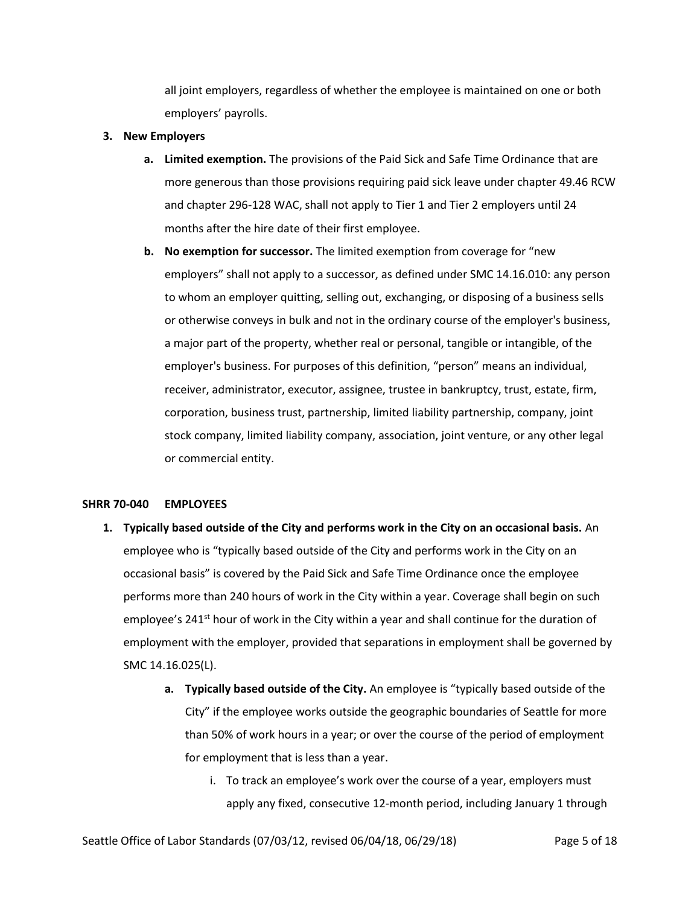all joint employers, regardless of whether the employee is maintained on one or both employers' payrolls.

3. **New Employers**

   a. **Limited exemption.** The provisions of the Paid Sick and Safe Time Ordinance that are more generous than those provisions requiring paid sick leave under chapter 49.46 RCW and chapter 296-128 WAC, shall not apply to Tier 1 and Tier 2 employers until 24 months after the hire date of their first employee.

   b. **No exemption for successor.** The limited exemption from coverage for "new employers" shall not apply to a successor, as defined under SMC 14.16.010: any person to whom an employer quitting, selling out, exchanging, or disposing of a business sells or otherwise conveys in bulk and not in the ordinary course of the employer's business, a major part of the property, whether real or personal, tangible or intangible, of the employer's business. For purposes of this definition, "person" means an individual, receiver, administrator, executor, assignee, trustee in bankruptcy, trust, estate, firm, corporation, business trust, partnership, limited liability partnership, company, joint stock company, limited liability company, association, joint venture, or any other legal or commercial entity.

## SHRR 70-040 EMPLOYEES

1. **Typically based outside of the City and performs work in the City on an occasional basis.** An employee who is "typically based outside of the City and performs work in the City on an occasional basis" is covered by the Paid Sick and Safe Time Ordinance once the employee performs more than 240 hours of work in the City within a year. Coverage shall begin on such employee's 241st hour of work in the City within a year and shall continue for the duration of employment with the employer, provided that separations in employment shall be governed by SMC 14.16.025(L).

   a. **Typically based outside of the City.** An employee is "typically based outside of the City" if the employee works outside the geographic boundaries of Seattle for more than 50% of work hours in a year; or over the course of the period of employment for employment that is less than a year.

      i. To track an employee's work over the course of a year, employers must apply any fixed, consecutive 12-month period, including January 1 through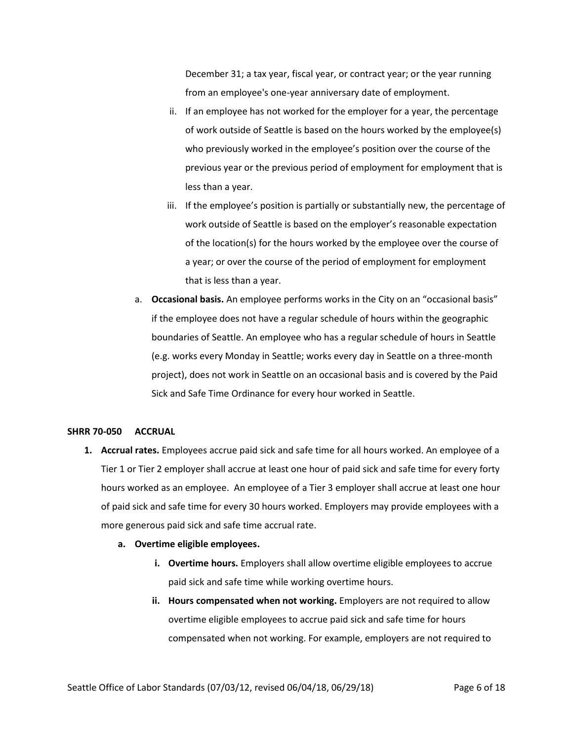December 31; a tax year, fiscal year, or contract year; or the year running from an employee's one-year anniversary date of employment.

ii. If an employee has not worked for the employer for a year, the percentage of work outside of Seattle is based on the hours worked by the employee(s) who previously worked in the employee's position over the course of the previous year or the previous period of employment for employment that is less than a year.

iii. If the employee's position is partially or substantially new, the percentage of work outside of Seattle is based on the employer's reasonable expectation of the location(s) for the hours worked by the employee over the course of a year; or over the course of the period of employment for employment that is less than a year.

a. **Occasional basis.** An employee performs works in the City on an "occasional basis" if the employee does not have a regular schedule of hours within the geographic boundaries of Seattle. An employee who has a regular schedule of hours in Seattle (e.g. works every Monday in Seattle; works every day in Seattle on a three-month project), does not work in Seattle on an occasional basis and is covered by the Paid Sick and Safe Time Ordinance for every hour worked in Seattle.

**SHRR 70-050 ACCRUAL**

1. **Accrual rates.** Employees accrue paid sick and safe time for all hours worked. An employee of a Tier 1 or Tier 2 employer shall accrue at least one hour of paid sick and safe time for every forty hours worked as an employee. An employee of a Tier 3 employer shall accrue at least one hour of paid sick and safe time for every 30 hours worked. Employers may provide employees with a more generous paid sick and safe time accrual rate.

   a. **Overtime eligible employees.**

      i. **Overtime hours.** Employers shall allow overtime eligible employees to accrue paid sick and safe time while working overtime hours.

      ii. **Hours compensated when not working.** Employers are not required to allow overtime eligible employees to accrue paid sick and safe time for hours compensated when not working. For example, employers are not required to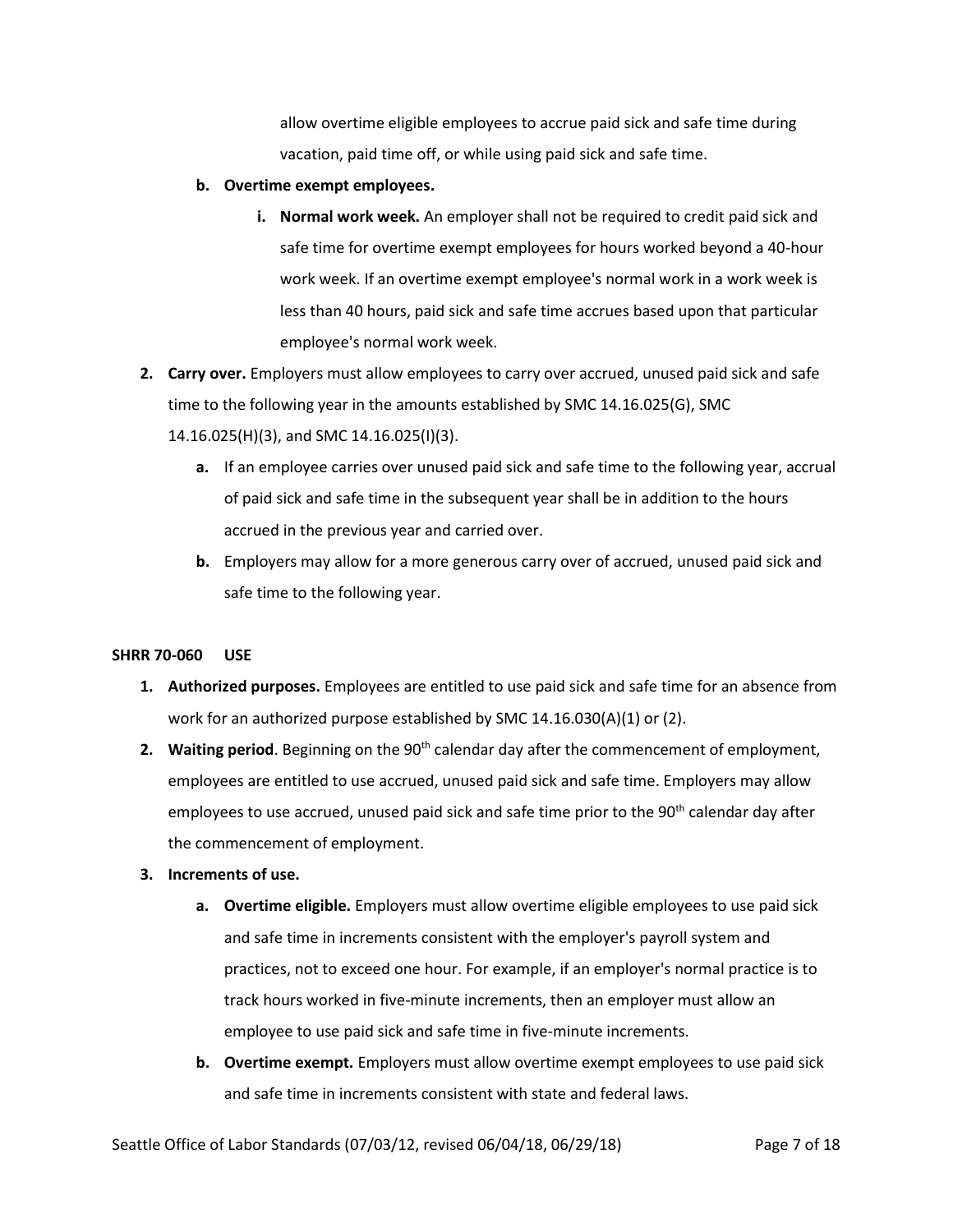allow overtime eligible employees to accrue paid sick and safe time during vacation, paid time off, or while using paid sick and safe time.

   b. **Overtime exempt employees.**

      i. **Normal work week.** An employer shall not be required to credit paid sick and safe time for overtime exempt employees for hours worked beyond a 40-hour work week. If an overtime exempt employee's normal work in a work week is less than 40 hours, paid sick and safe time accrues based upon that particular employee's normal work week.

2. **Carry over.** Employers must allow employees to carry over accrued, unused paid sick and safe time to the following year in the amounts established by SMC 14.16.025(G), SMC 14.16.025(H)(3), and SMC 14.16.025(I)(3).

   a. If an employee carries over unused paid sick and safe time to the following year, accrual of paid sick and safe time in the subsequent year shall be in addition to the hours accrued in the previous year and carried over.

   b. Employers may allow for a more generous carry over of accrued, unused paid sick and safe time to the following year.

**SHRR 70-060 USE**

1. **Authorized purposes.** Employees are entitled to use paid sick and safe time for an absence from work for an authorized purpose established by SMC 14.16.030(A)(1) or (2).

2. **Waiting period**. Beginning on the 90th calendar day after the commencement of employment, employees are entitled to use accrued, unused paid sick and safe time. Employers may allow employees to use accrued, unused paid sick and safe time prior to the 90th calendar day after the commencement of employment.

3. **Increments of use.**

   a. **Overtime eligible.** Employers must allow overtime eligible employees to use paid sick and safe time in increments consistent with the employer's payroll system and practices, not to exceed one hour. For example, if an employer's normal practice is to track hours worked in five-minute increments, then an employer must allow an employee to use paid sick and safe time in five-minute increments.

   b. **Overtime exempt.** Employers must allow overtime exempt employees to use paid sick and safe time in increments consistent with state and federal laws.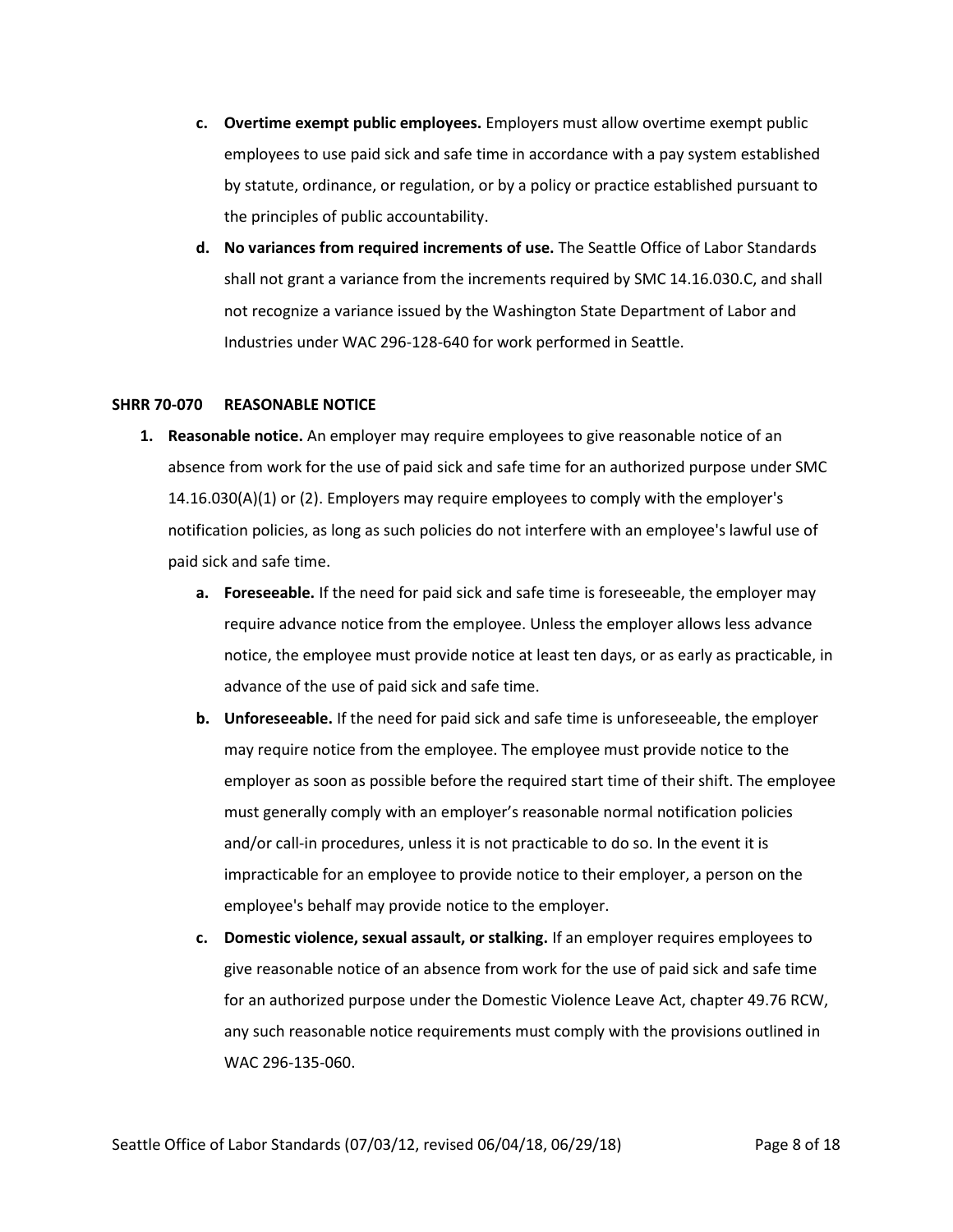c. **Overtime exempt public employees.** Employers must allow overtime exempt public employees to use paid sick and safe time in accordance with a pay system established by statute, ordinance, or regulation, or by a policy or practice established pursuant to the principles of public accountability.

d. **No variances from required increments of use.** The Seattle Office of Labor Standards shall not grant a variance from the increments required by SMC 14.16.030.C, and shall not recognize a variance issued by the Washington State Department of Labor and Industries under WAC 296-128-640 for work performed in Seattle.

**SHRR 70-070 REASONABLE NOTICE**

1. **Reasonable notice.** An employer may require employees to give reasonable notice of an absence from work for the use of paid sick and safe time for an authorized purpose under SMC 14.16.030(A)(1) or (2). Employers may require employees to comply with the employer's notification policies, as long as such policies do not interfere with an employee's lawful use of paid sick and safe time.

    a. **Foreseeable.** If the need for paid sick and safe time is foreseeable, the employer may require advance notice from the employee. Unless the employer allows less advance notice, the employee must provide notice at least ten days, or as early as practicable, in advance of the use of paid sick and safe time.

    b. **Unforeseeable.** If the need for paid sick and safe time is unforeseeable, the employer may require notice from the employee. The employee must provide notice to the employer as soon as possible before the required start time of their shift. The employee must generally comply with an employer's reasonable normal notification policies and/or call-in procedures, unless it is not practicable to do so. In the event it is impracticable for an employee to provide notice to their employer, a person on the employee's behalf may provide notice to the employer.

    c. **Domestic violence, sexual assault, or stalking.** If an employer requires employees to give reasonable notice of an absence from work for the use of paid sick and safe time for an authorized purpose under the Domestic Violence Leave Act, chapter 49.76 RCW, any such reasonable notice requirements must comply with the provisions outlined in WAC 296-135-060.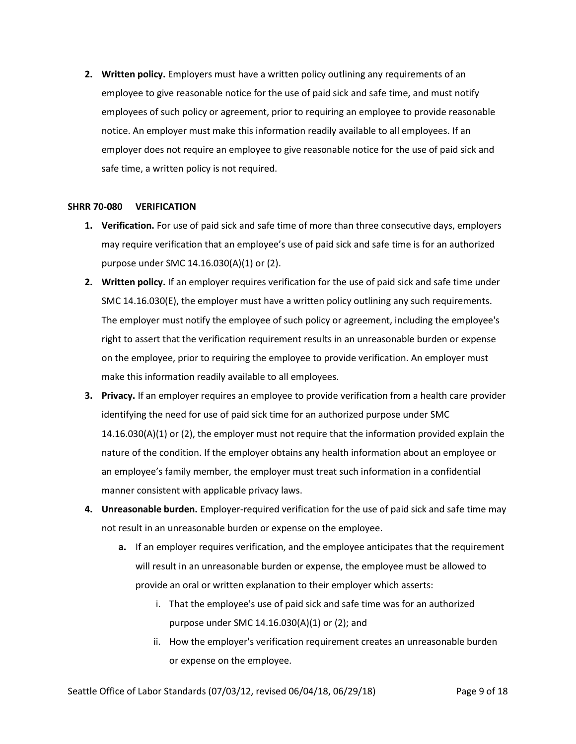2. **Written policy.** Employers must have a written policy outlining any requirements of an employee to give reasonable notice for the use of paid sick and safe time, and must notify employees of such policy or agreement, prior to requiring an employee to provide reasonable notice. An employer must make this information readily available to all employees. If an employer does not require an employee to give reasonable notice for the use of paid sick and safe time, a written policy is not required.

**SHRR 70-080 VERIFICATION**

1. **Verification.** For use of paid sick and safe time of more than three consecutive days, employers may require verification that an employee's use of paid sick and safe time is for an authorized purpose under SMC 14.16.030(A)(1) or (2).
2. **Written policy.** If an employer requires verification for the use of paid sick and safe time under SMC 14.16.030(E), the employer must have a written policy outlining any such requirements. The employer must notify the employee of such policy or agreement, including the employee's right to assert that the verification requirement results in an unreasonable burden or expense on the employee, prior to requiring the employee to provide verification. An employer must make this information readily available to all employees.
3. **Privacy.** If an employer requires an employee to provide verification from a health care provider identifying the need for use of paid sick time for an authorized purpose under SMC 14.16.030(A)(1) or (2), the employer must not require that the information provided explain the nature of the condition. If the employer obtains any health information about an employee or an employee's family member, the employer must treat such information in a confidential manner consistent with applicable privacy laws.
4. **Unreasonable burden.** Employer-required verification for the use of paid sick and safe time may not result in an unreasonable burden or expense on the employee.
    a. If an employer requires verification, and the employee anticipates that the requirement will result in an unreasonable burden or expense, the employee must be allowed to provide an oral or written explanation to their employer which asserts:
        i. That the employee's use of paid sick and safe time was for an authorized purpose under SMC 14.16.030(A)(1) or (2); and
        ii. How the employer's verification requirement creates an unreasonable burden or expense on the employee.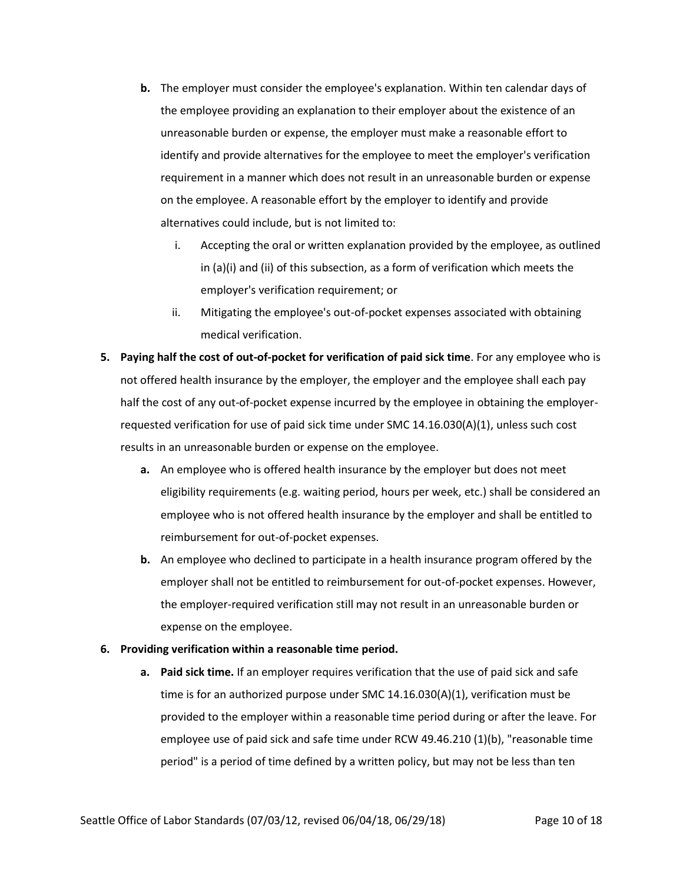b. The employer must consider the employee's explanation. Within ten calendar days of the employee providing an explanation to their employer about the existence of an unreasonable burden or expense, the employer must make a reasonable effort to identify and provide alternatives for the employee to meet the employer's verification requirement in a manner which does not result in an unreasonable burden or expense on the employee. A reasonable effort by the employer to identify and provide alternatives could include, but is not limited to:

   i. Accepting the oral or written explanation provided by the employee, as outlined in (a)(i) and (ii) of this subsection, as a form of verification which meets the employer's verification requirement; or

   ii. Mitigating the employee's out-of-pocket expenses associated with obtaining medical verification.

5. **Paying half the cost of out-of-pocket for verification of paid sick time**. For any employee who is not offered health insurance by the employer, the employer and the employee shall each pay half the cost of any out-of-pocket expense incurred by the employee in obtaining the employer-requested verification for use of paid sick time under SMC 14.16.030(A)(1), unless such cost results in an unreasonable burden or expense on the employee.

   a. An employee who is offered health insurance by the employer but does not meet eligibility requirements (e.g. waiting period, hours per week, etc.) shall be considered an employee who is not offered health insurance by the employer and shall be entitled to reimbursement for out-of-pocket expenses.

   b. An employee who declined to participate in a health insurance program offered by the employer shall not be entitled to reimbursement for out-of-pocket expenses. However, the employer-required verification still may not result in an unreasonable burden or expense on the employee.

6. **Providing verification within a reasonable time period.**

   a. **Paid sick time.** If an employer requires verification that the use of paid sick and safe time is for an authorized purpose under SMC 14.16.030(A)(1), verification must be provided to the employer within a reasonable time period during or after the leave. For employee use of paid sick and safe time under RCW 49.46.210 (1)(b), "reasonable time period" is a period of time defined by a written policy, but may not be less than ten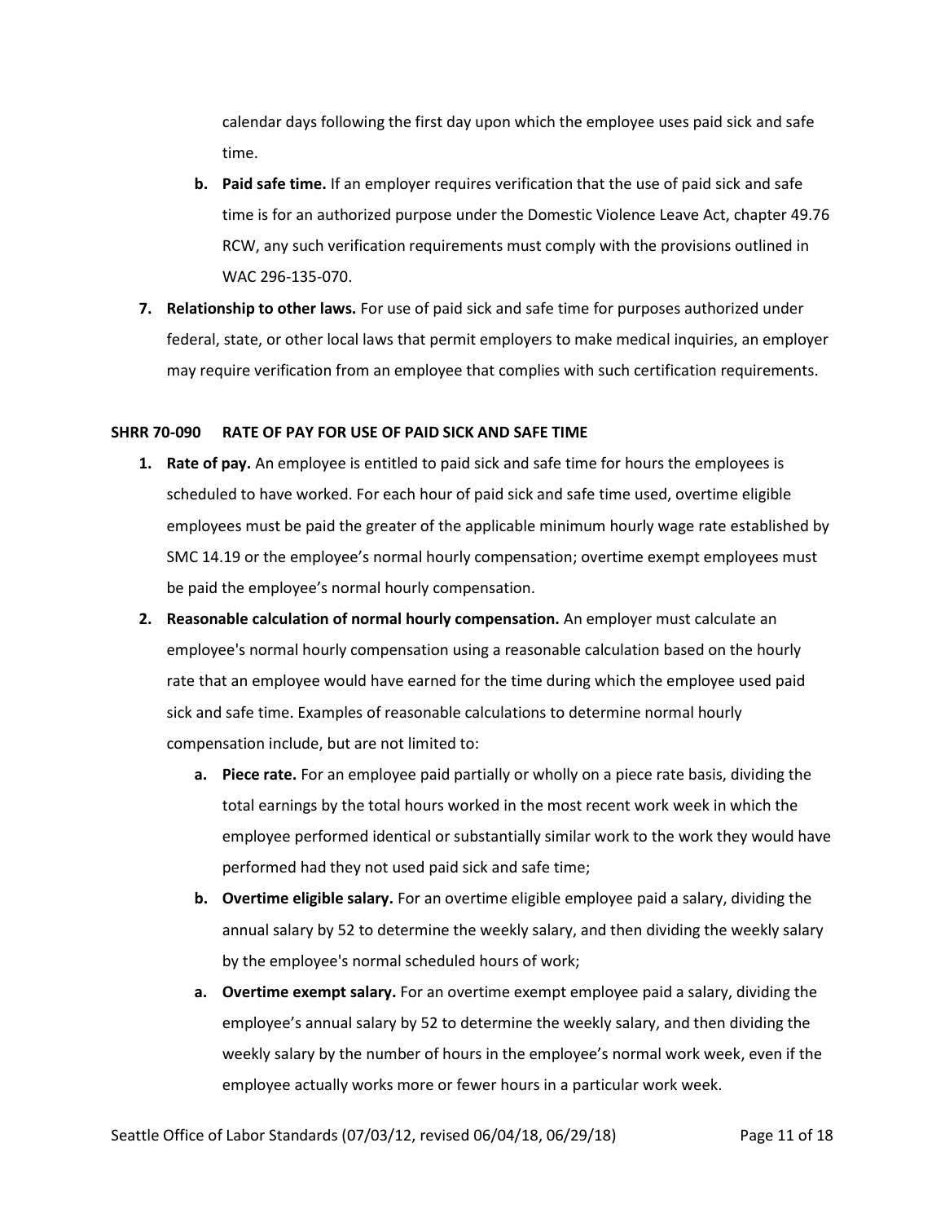calendar days following the first day upon which the employee uses paid sick and safe time.

   b. **Paid safe time.** If an employer requires verification that the use of paid sick and safe time is for an authorized purpose under the Domestic Violence Leave Act, chapter 49.76 RCW, any such verification requirements must comply with the provisions outlined in WAC 296-135-070.

7. **Relationship to other laws.** For use of paid sick and safe time for purposes authorized under federal, state, or other local laws that permit employers to make medical inquiries, an employer may require verification from an employee that complies with such certification requirements.

**SHRR 70-090 RATE OF PAY FOR USE OF PAID SICK AND SAFE TIME**

1. **Rate of pay.** An employee is entitled to paid sick and safe time for hours the employees is scheduled to have worked. For each hour of paid sick and safe time used, overtime eligible employees must be paid the greater of the applicable minimum hourly wage rate established by SMC 14.19 or the employee's normal hourly compensation; overtime exempt employees must be paid the employee's normal hourly compensation.
2. **Reasonable calculation of normal hourly compensation.** An employer must calculate an employee's normal hourly compensation using a reasonable calculation based on the hourly rate that an employee would have earned for the time during which the employee used paid sick and safe time. Examples of reasonable calculations to determine normal hourly compensation include, but are not limited to:
   a. **Piece rate.** For an employee paid partially or wholly on a piece rate basis, dividing the total earnings by the total hours worked in the most recent work week in which the employee performed identical or substantially similar work to the work they would have performed had they not used paid sick and safe time;
   b. **Overtime eligible salary.** For an overtime eligible employee paid a salary, dividing the annual salary by 52 to determine the weekly salary, and then dividing the weekly salary by the employee's normal scheduled hours of work;
   a. **Overtime exempt salary.** For an overtime exempt employee paid a salary, dividing the employee's annual salary by 52 to determine the weekly salary, and then dividing the weekly salary by the number of hours in the employee's normal work week, even if the employee actually works more or fewer hours in a particular work week.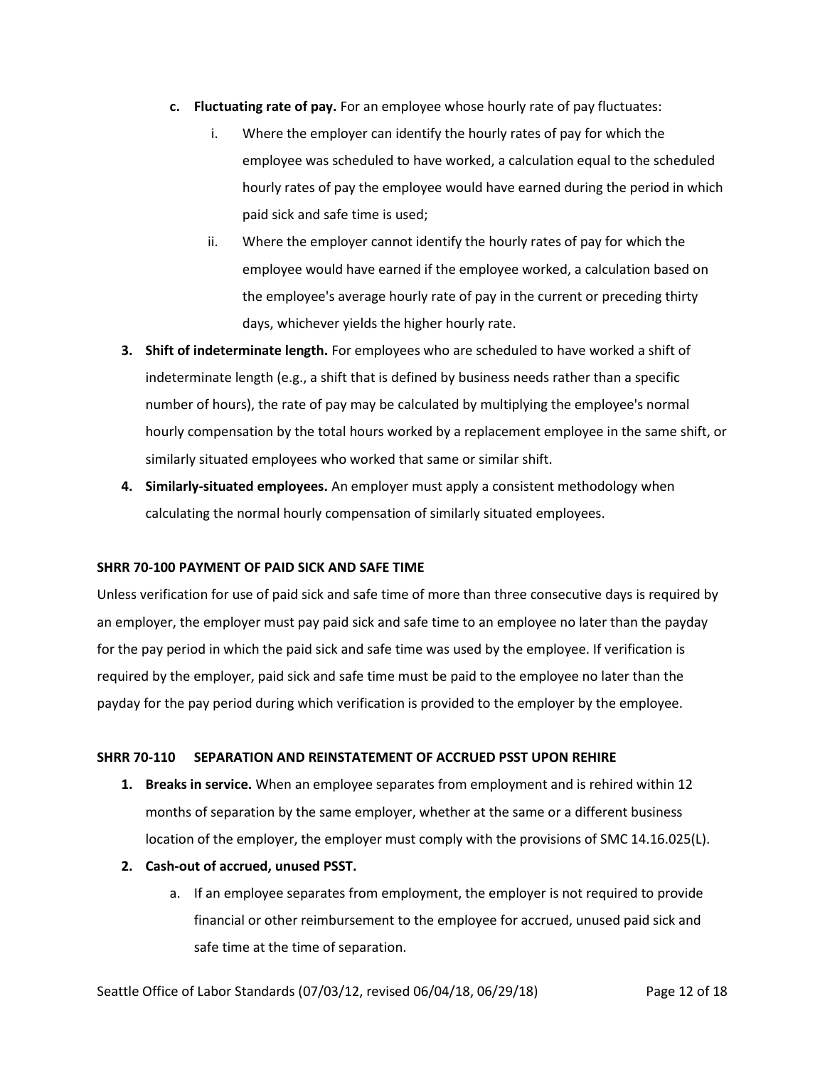c. **Fluctuating rate of pay.** For an employee whose hourly rate of pay fluctuates:

   i. Where the employer can identify the hourly rates of pay for which the employee was scheduled to have worked, a calculation equal to the scheduled hourly rates of pay the employee would have earned during the period in which paid sick and safe time is used;

   ii. Where the employer cannot identify the hourly rates of pay for which the employee would have earned if the employee worked, a calculation based on the employee's average hourly rate of pay in the current or preceding thirty days, whichever yields the higher hourly rate.

3. **Shift of indeterminate length.** For employees who are scheduled to have worked a shift of indeterminate length (e.g., a shift that is defined by business needs rather than a specific number of hours), the rate of pay may be calculated by multiplying the employee's normal hourly compensation by the total hours worked by a replacement employee in the same shift, or similarly situated employees who worked that same or similar shift.

4. **Similarly-situated employees.** An employer must apply a consistent methodology when calculating the normal hourly compensation of similarly situated employees.

**SHRR 70-100 PAYMENT OF PAID SICK AND SAFE TIME**

Unless verification for use of paid sick and safe time of more than three consecutive days is required by an employer, the employer must pay paid sick and safe time to an employee no later than the payday for the pay period in which the paid sick and safe time was used by the employee. If verification is required by the employer, paid sick and safe time must be paid to the employee no later than the payday for the pay period during which verification is provided to the employer by the employee.

**SHRR 70-110 SEPARATION AND REINSTATEMENT OF ACCRUED PSST UPON REHIRE**

1. **Breaks in service.** When an employee separates from employment and is rehired within 12 months of separation by the same employer, whether at the same or a different business location of the employer, the employer must comply with the provisions of SMC 14.16.025(L).

2. **Cash-out of accrued, unused PSST.**

   a. If an employee separates from employment, the employer is not required to provide financial or other reimbursement to the employee for accrued, unused paid sick and safe time at the time of separation.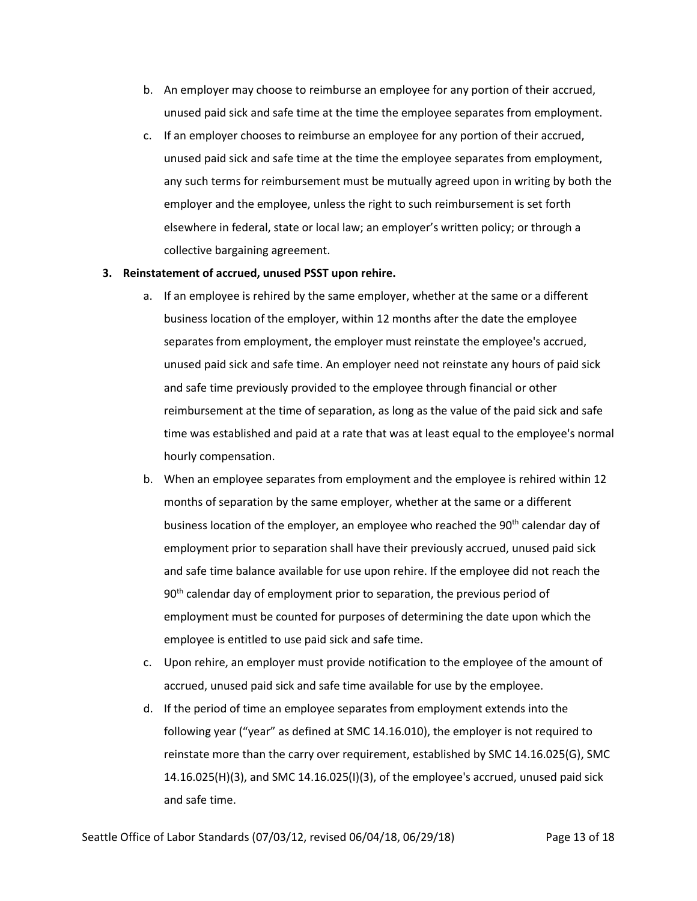b. An employer may choose to reimburse an employee for any portion of their accrued, unused paid sick and safe time at the time the employee separates from employment.

c. If an employer chooses to reimburse an employee for any portion of their accrued, unused paid sick and safe time at the time the employee separates from employment, any such terms for reimbursement must be mutually agreed upon in writing by both the employer and the employee, unless the right to such reimbursement is set forth elsewhere in federal, state or local law; an employer's written policy; or through a collective bargaining agreement.

**3. Reinstatement of accrued, unused PSST upon rehire.**

a. If an employee is rehired by the same employer, whether at the same or a different business location of the employer, within 12 months after the date the employee separates from employment, the employer must reinstate the employee's accrued, unused paid sick and safe time. An employer need not reinstate any hours of paid sick and safe time previously provided to the employee through financial or other reimbursement at the time of separation, as long as the value of the paid sick and safe time was established and paid at a rate that was at least equal to the employee's normal hourly compensation.

b. When an employee separates from employment and the employee is rehired within 12 months of separation by the same employer, whether at the same or a different business location of the employer, an employee who reached the 90th calendar day of employment prior to separation shall have their previously accrued, unused paid sick and safe time balance available for use upon rehire. If the employee did not reach the 90th calendar day of employment prior to separation, the previous period of employment must be counted for purposes of determining the date upon which the employee is entitled to use paid sick and safe time.

c. Upon rehire, an employer must provide notification to the employee of the amount of accrued, unused paid sick and safe time available for use by the employee.

d. If the period of time an employee separates from employment extends into the following year ("year" as defined at SMC 14.16.010), the employer is not required to reinstate more than the carry over requirement, established by SMC 14.16.025(G), SMC 14.16.025(H)(3), and SMC 14.16.025(I)(3), of the employee's accrued, unused paid sick and safe time.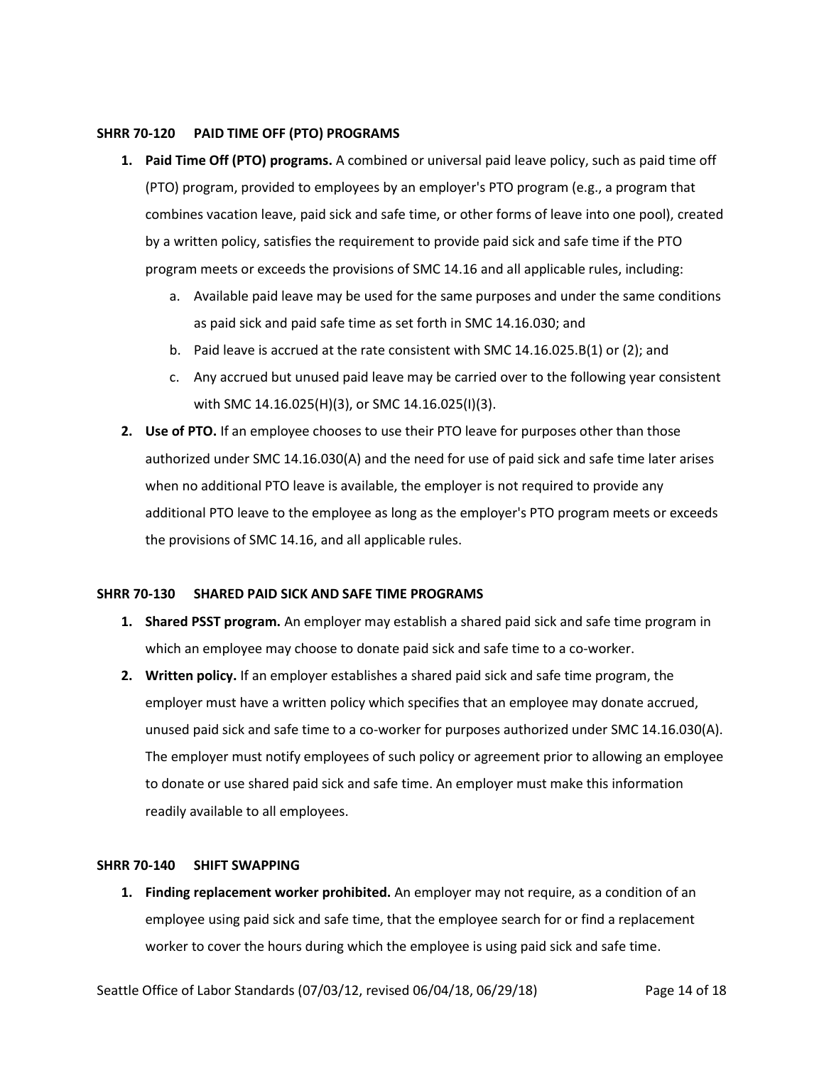## SHRR 70-120 PAID TIME OFF (PTO) PROGRAMS

1. **Paid Time Off (PTO) programs.** A combined or universal paid leave policy, such as paid time off (PTO) program, provided to employees by an employer's PTO program (e.g., a program that combines vacation leave, paid sick and safe time, or other forms of leave into one pool), created by a written policy, satisfies the requirement to provide paid sick and safe time if the PTO program meets or exceeds the provisions of SMC 14.16 and all applicable rules, including:
    a. Available paid leave may be used for the same purposes and under the same conditions as paid sick and paid safe time as set forth in SMC 14.16.030; and
    b. Paid leave is accrued at the rate consistent with SMC 14.16.025.B(1) or (2); and
    c. Any accrued but unused paid leave may be carried over to the following year consistent with SMC 14.16.025(H)(3), or SMC 14.16.025(I)(3).
2. **Use of PTO.** If an employee chooses to use their PTO leave for purposes other than those authorized under SMC 14.16.030(A) and the need for use of paid sick and safe time later arises when no additional PTO leave is available, the employer is not required to provide any additional PTO leave to the employee as long as the employer's PTO program meets or exceeds the provisions of SMC 14.16, and all applicable rules.

## SHRR 70-130 SHARED PAID SICK AND SAFE TIME PROGRAMS

1. **Shared PSST program.** An employer may establish a shared paid sick and safe time program in which an employee may choose to donate paid sick and safe time to a co-worker.
2. **Written policy.** If an employer establishes a shared paid sick and safe time program, the employer must have a written policy which specifies that an employee may donate accrued, unused paid sick and safe time to a co-worker for purposes authorized under SMC 14.16.030(A). The employer must notify employees of such policy or agreement prior to allowing an employee to donate or use shared paid sick and safe time. An employer must make this information readily available to all employees.

## SHRR 70-140 SHIFT SWAPPING

1. **Finding replacement worker prohibited.** An employer may not require, as a condition of an employee using paid sick and safe time, that the employee search for or find a replacement worker to cover the hours during which the employee is using paid sick and safe time.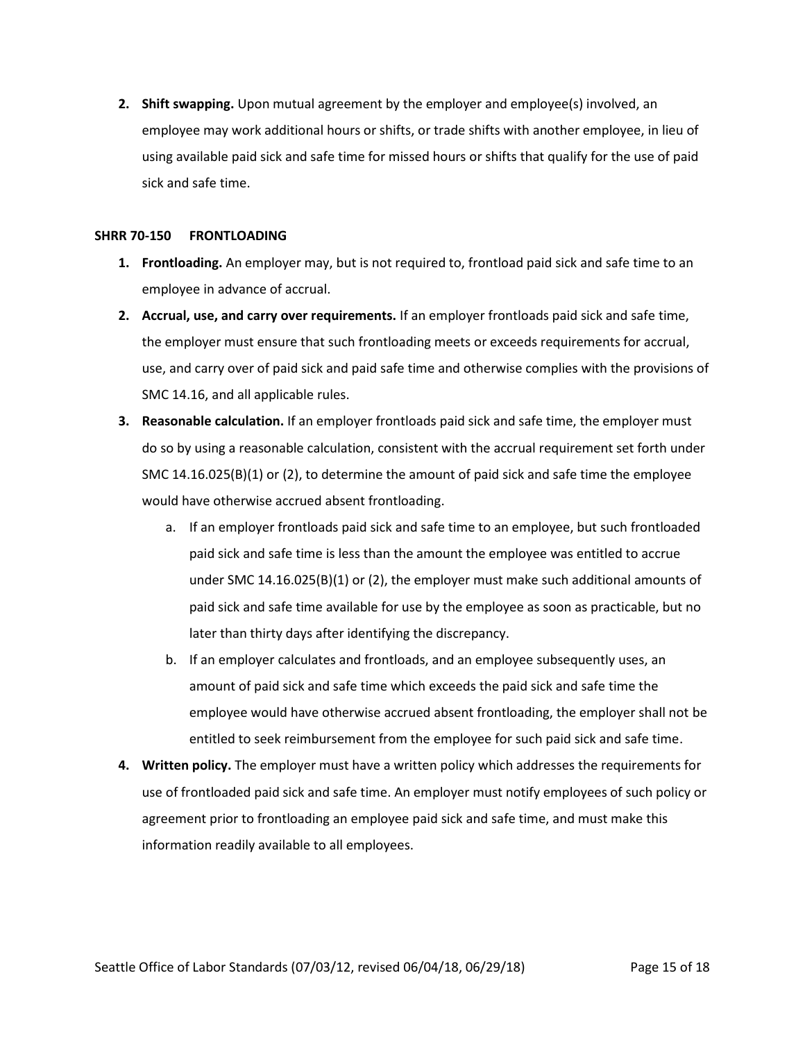2. **Shift swapping.** Upon mutual agreement by the employer and employee(s) involved, an employee may work additional hours or shifts, or trade shifts with another employee, in lieu of using available paid sick and safe time for missed hours or shifts that qualify for the use of paid sick and safe time.

**SHRR 70-150 FRONTLOADING**

1. **Frontloading.** An employer may, but is not required to, frontload paid sick and safe time to an employee in advance of accrual.
2. **Accrual, use, and carry over requirements.** If an employer frontloads paid sick and safe time, the employer must ensure that such frontloading meets or exceeds requirements for accrual, use, and carry over of paid sick and paid safe time and otherwise complies with the provisions of SMC 14.16, and all applicable rules.
3. **Reasonable calculation.** If an employer frontloads paid sick and safe time, the employer must do so by using a reasonable calculation, consistent with the accrual requirement set forth under SMC 14.16.025(B)(1) or (2), to determine the amount of paid sick and safe time the employee would have otherwise accrued absent frontloading.
    a. If an employer frontloads paid sick and safe time to an employee, but such frontloaded paid sick and safe time is less than the amount the employee was entitled to accrue under SMC 14.16.025(B)(1) or (2), the employer must make such additional amounts of paid sick and safe time available for use by the employee as soon as practicable, but no later than thirty days after identifying the discrepancy.
    b. If an employer calculates and frontloads, and an employee subsequently uses, an amount of paid sick and safe time which exceeds the paid sick and safe time the employee would have otherwise accrued absent frontloading, the employer shall not be entitled to seek reimbursement from the employee for such paid sick and safe time.
4. **Written policy.** The employer must have a written policy which addresses the requirements for use of frontloaded paid sick and safe time. An employer must notify employees of such policy or agreement prior to frontloading an employee paid sick and safe time, and must make this information readily available to all employees.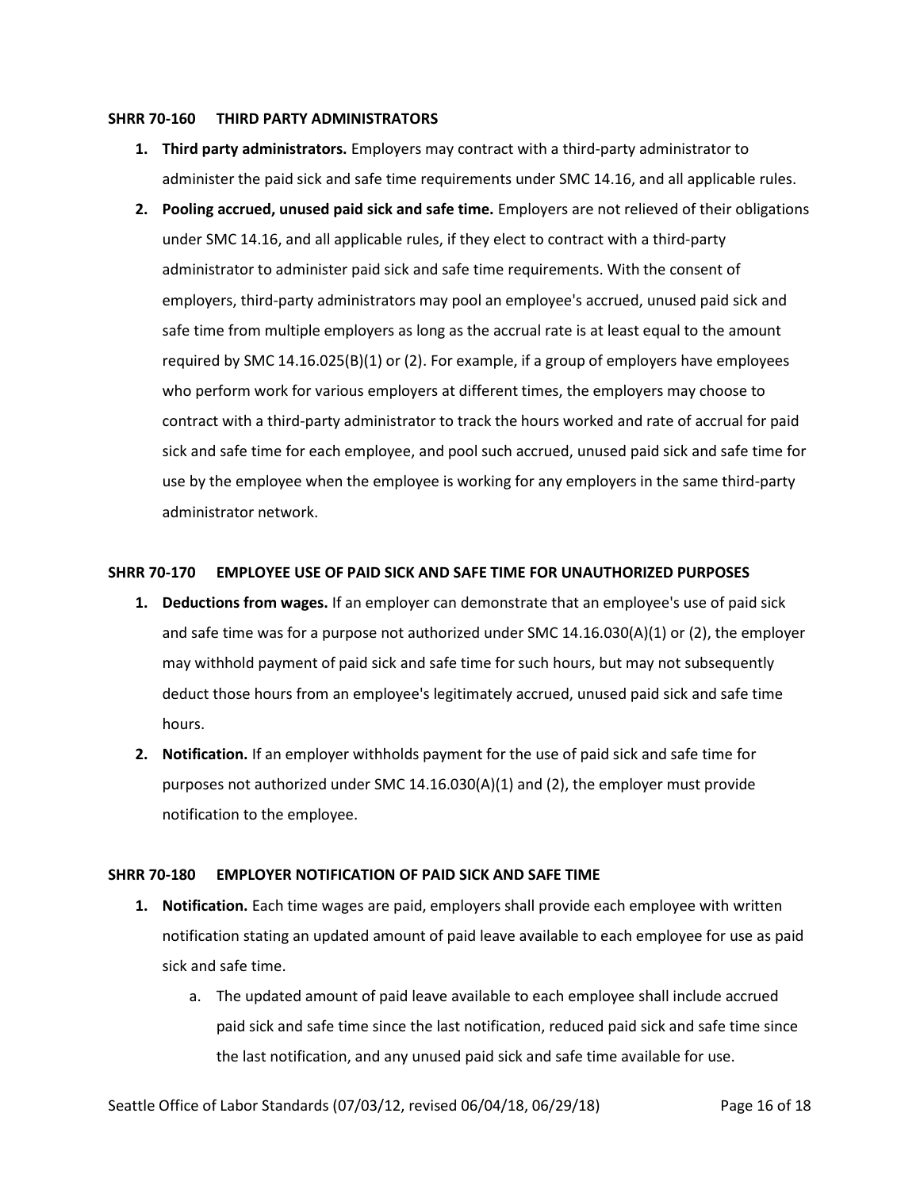### SHRR 70-160 THIRD PARTY ADMINISTRATORS

1. **Third party administrators.** Employers may contract with a third-party administrator to administer the paid sick and safe time requirements under SMC 14.16, and all applicable rules.
2. **Pooling accrued, unused paid sick and safe time.** Employers are not relieved of their obligations under SMC 14.16, and all applicable rules, if they elect to contract with a third-party administrator to administer paid sick and safe time requirements. With the consent of employers, third-party administrators may pool an employee's accrued, unused paid sick and safe time from multiple employers as long as the accrual rate is at least equal to the amount required by SMC 14.16.025(B)(1) or (2). For example, if a group of employers have employees who perform work for various employers at different times, the employers may choose to contract with a third-party administrator to track the hours worked and rate of accrual for paid sick and safe time for each employee, and pool such accrued, unused paid sick and safe time for use by the employee when the employee is working for any employers in the same third-party administrator network.

### SHRR 70-170 EMPLOYEE USE OF PAID SICK AND SAFE TIME FOR UNAUTHORIZED PURPOSES

1. **Deductions from wages.** If an employer can demonstrate that an employee's use of paid sick and safe time was for a purpose not authorized under SMC 14.16.030(A)(1) or (2), the employer may withhold payment of paid sick and safe time for such hours, but may not subsequently deduct those hours from an employee's legitimately accrued, unused paid sick and safe time hours.
2. **Notification.** If an employer withholds payment for the use of paid sick and safe time for purposes not authorized under SMC 14.16.030(A)(1) and (2), the employer must provide notification to the employee.

### SHRR 70-180 EMPLOYER NOTIFICATION OF PAID SICK AND SAFE TIME

1. **Notification.** Each time wages are paid, employers shall provide each employee with written notification stating an updated amount of paid leave available to each employee for use as paid sick and safe time.
   a. The updated amount of paid leave available to each employee shall include accrued paid sick and safe time since the last notification, reduced paid sick and safe time since the last notification, and any unused paid sick and safe time available for use.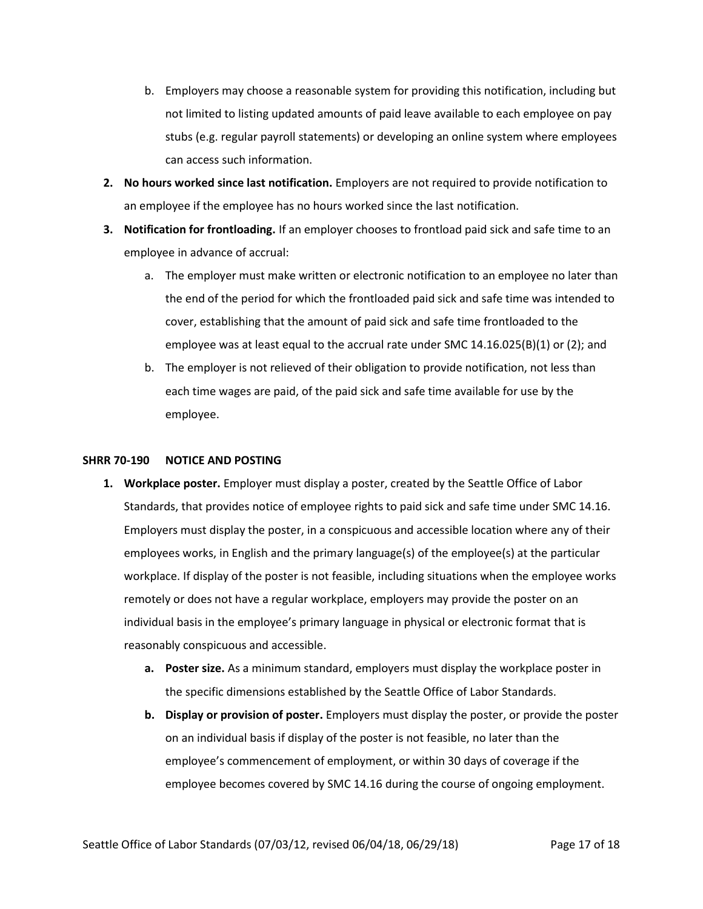b. Employers may choose a reasonable system for providing this notification, including but not limited to listing updated amounts of paid leave available to each employee on pay stubs (e.g. regular payroll statements) or developing an online system where employees can access such information.

2. **No hours worked since last notification.** Employers are not required to provide notification to an employee if the employee has no hours worked since the last notification.

3. **Notification for frontloading.** If an employer chooses to frontload paid sick and safe time to an employee in advance of accrual:

   a. The employer must make written or electronic notification to an employee no later than the end of the period for which the frontloaded paid sick and safe time was intended to cover, establishing that the amount of paid sick and safe time frontloaded to the employee was at least equal to the accrual rate under SMC 14.16.025(B)(1) or (2); and

   b. The employer is not relieved of their obligation to provide notification, not less than each time wages are paid, of the paid sick and safe time available for use by the employee.

**SHRR 70-190 NOTICE AND POSTING**

1. **Workplace poster.** Employer must display a poster, created by the Seattle Office of Labor Standards, that provides notice of employee rights to paid sick and safe time under SMC 14.16. Employers must display the poster, in a conspicuous and accessible location where any of their employees works, in English and the primary language(s) of the employee(s) at the particular workplace. If display of the poster is not feasible, including situations when the employee works remotely or does not have a regular workplace, employers may provide the poster on an individual basis in the employee's primary language in physical or electronic format that is reasonably conspicuous and accessible.

   a. **Poster size.** As a minimum standard, employers must display the workplace poster in the specific dimensions established by the Seattle Office of Labor Standards.

   b. **Display or provision of poster.** Employers must display the poster, or provide the poster on an individual basis if display of the poster is not feasible, no later than the employee's commencement of employment, or within 30 days of coverage if the employee becomes covered by SMC 14.16 during the course of ongoing employment.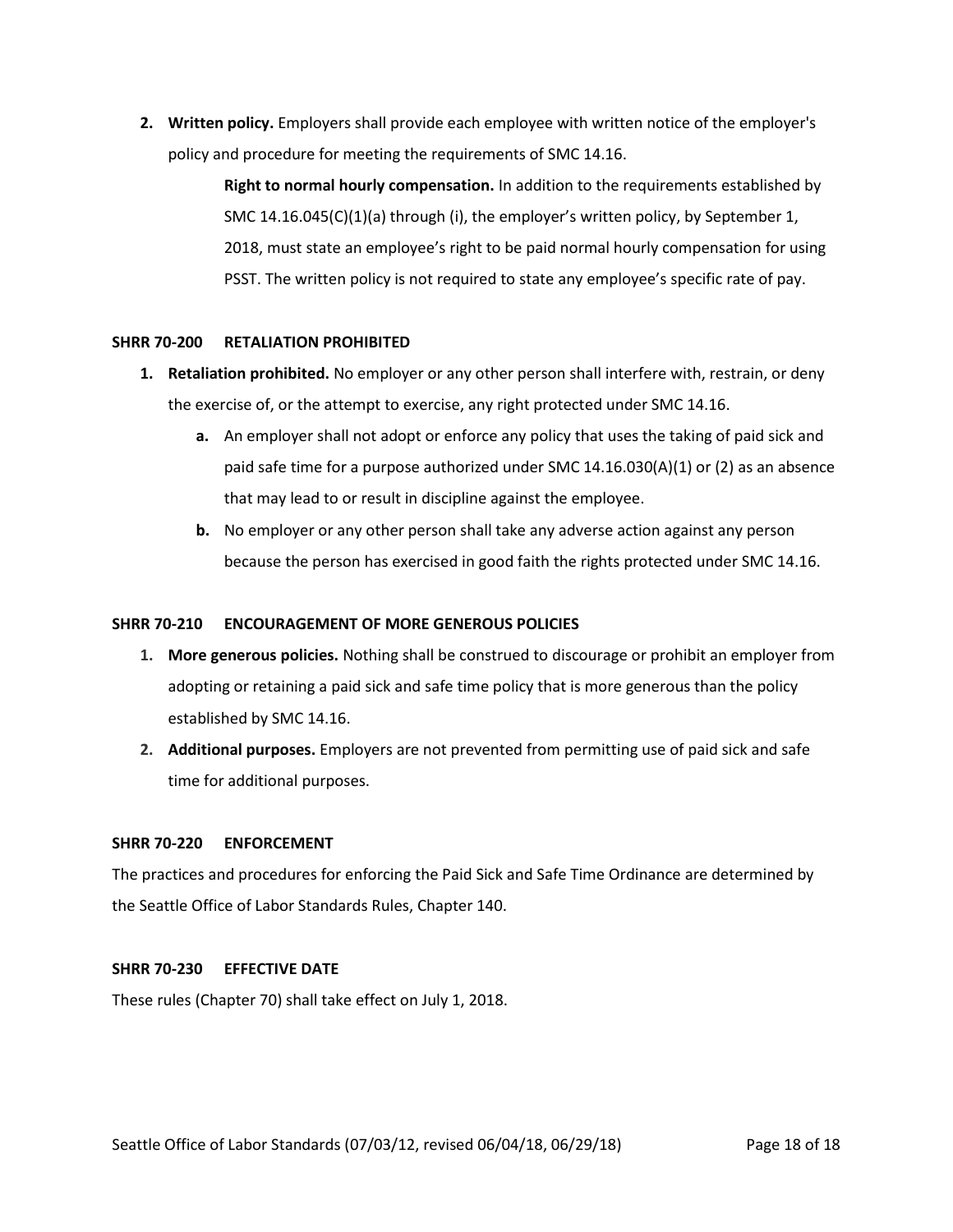2. **Written policy.** Employers shall provide each employee with written notice of the employer's policy and procedure for meeting the requirements of SMC 14.16.

   **Right to normal hourly compensation.** In addition to the requirements established by SMC 14.16.045(C)(1)(a) through (i), the employer's written policy, by September 1, 2018, must state an employee's right to be paid normal hourly compensation for using PSST. The written policy is not required to state any employee's specific rate of pay.

### SHRR 70-200 RETALIATION PROHIBITED

1. **Retaliation prohibited.** No employer or any other person shall interfere with, restrain, or deny the exercise of, or the attempt to exercise, any right protected under SMC 14.16.
   - **a.** An employer shall not adopt or enforce any policy that uses the taking of paid sick and paid safe time for a purpose authorized under SMC 14.16.030(A)(1) or (2) as an absence that may lead to or result in discipline against the employee.
   - **b.** No employer or any other person shall take any adverse action against any person because the person has exercised in good faith the rights protected under SMC 14.16.

### SHRR 70-210 ENCOURAGEMENT OF MORE GENEROUS POLICIES

1. **More generous policies.** Nothing shall be construed to discourage or prohibit an employer from adopting or retaining a paid sick and safe time policy that is more generous than the policy established by SMC 14.16.
2. **Additional purposes.** Employers are not prevented from permitting use of paid sick and safe time for additional purposes.

### SHRR 70-220 ENFORCEMENT

The practices and procedures for enforcing the Paid Sick and Safe Time Ordinance are determined by the Seattle Office of Labor Standards Rules, Chapter 140.

### SHRR 70-230 EFFECTIVE DATE

These rules (Chapter 70) shall take effect on July 1, 2018.